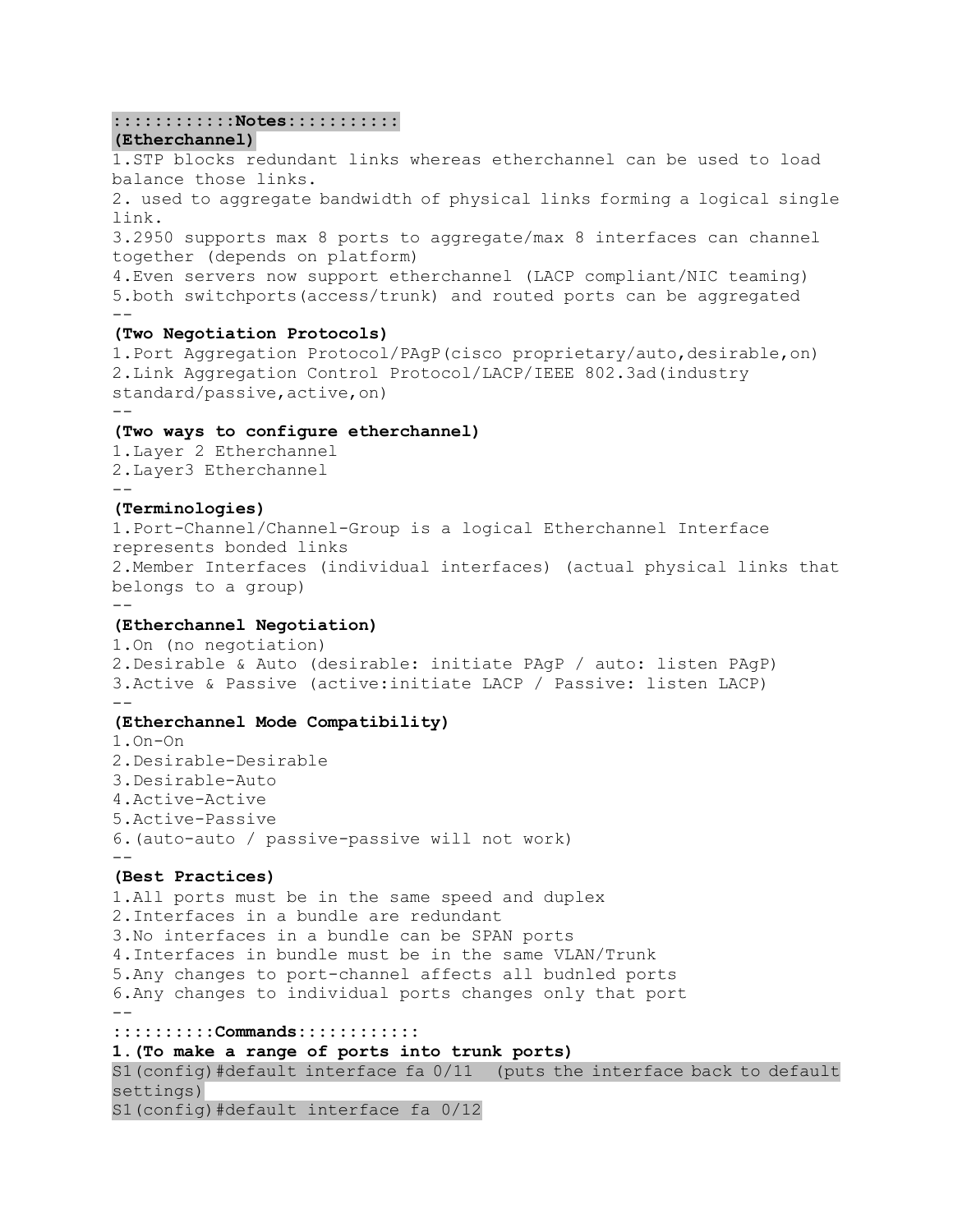**:::::::::::Notes::::::::::**

**(Etherchannel)**

1.STP blocks redundant links whereas etherchannel can be used to load balance those links.
2. used to aggregate bandwidth of physical links forming a logical single link.
3.2950 supports max 8 ports to aggregate/max 8 interfaces can channel together (depends on platform)
4.Even servers now support etherchannel (LACP compliant/NIC teaming)
5.both switchports(access/trunk) and routed ports can be aggregated
--

**(Two Negotiation Protocols)**

1.Port Aggregation Protocol/PAgP(cisco proprietary/auto,desirable,on)
2.Link Aggregation Control Protocol/LACP/IEEE 802.3ad(industry standard/passive,active,on)
--

**(Two ways to configure etherchannel)**

1.Layer 2 Etherchannel
2.Layer3 Etherchannel
--

**(Terminologies)**

1.Port-Channel/Channel-Group is a logical Etherchannel Interface represents bonded links
2.Member Interfaces (individual interfaces) (actual physical links that belongs to a group)
--

**(Etherchannel Negotiation)**

1.On (no negotiation)
2.Desirable & Auto (desirable: initiate PAgP / auto: listen PAgP)
3.Active & Passive (active:initiate LACP / Passive: listen LACP)
--

**(Etherchannel Mode Compatibility)**

1.On-On
2.Desirable-Desirable
3.Desirable-Auto
4.Active-Active
5.Active-Passive
6.(auto-auto / passive-passive will not work)
--

**(Best Practices)**

1.All ports must be in the same speed and duplex
2.Interfaces in a bundle are redundant
3.No interfaces in a bundle can be SPAN ports
4.Interfaces in bundle must be in the same VLAN/Trunk
5.Any changes to port-channel affects all budnled ports
6.Any changes to individual ports changes only that port
--

**:::::::::Commands:::::::::::**

**1.(To make a range of ports into trunk ports)**

```
S1(config)#default interface fa 0/11  (puts the interface back to default settings)
S1(config)#default interface fa 0/12
```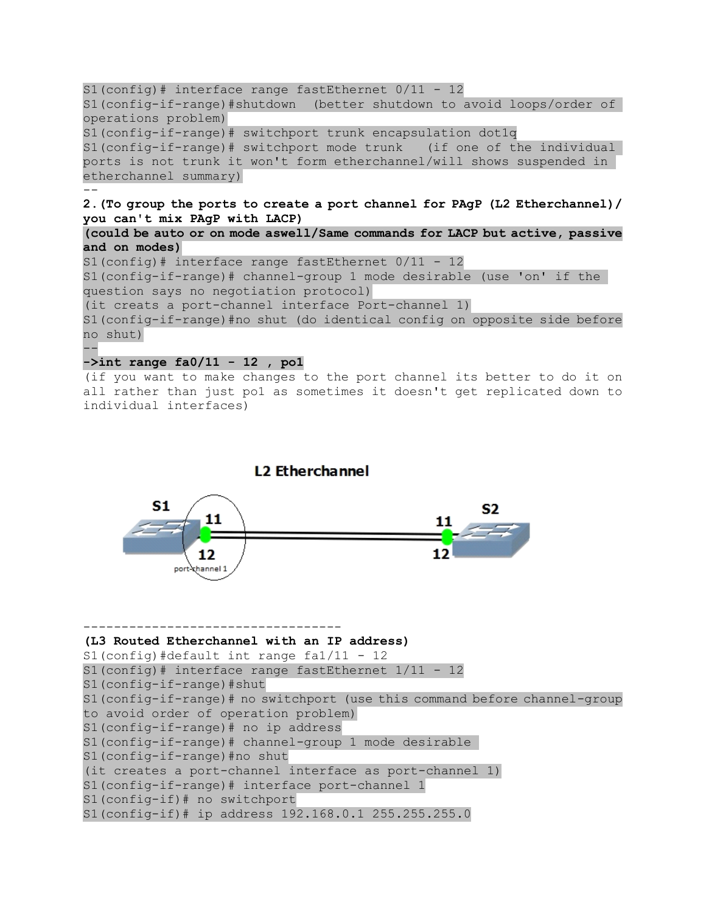```
S1(config)# interface range fastEthernet 0/11 - 12
S1(config-if-range)#shutdown  (better shutdown to avoid loops/order of operations problem)
S1(config-if-range)# switchport trunk encapsulation dot1q
S1(config-if-range)# switchport mode trunk   (if one of the individual ports is not trunk it won't form etherchannel/will shows suspended in etherchannel summary)
```

--

**2.(To group the ports to create a port channel for PAgP (L2 Etherchannel)/ you can't mix PAgP with LACP)**

**(could be auto or on mode aswell/Same commands for LACP but active, passive and on modes)**

```
S1(config)# interface range fastEthernet 0/11 - 12
S1(config-if-range)# channel-group 1 mode desirable (use 'on' if the question says no negotiation protocol)
(it creats a port-channel interface Port-channel 1)
S1(config-if-range)#no shut (do identical config on opposite side before no shut)
```

--

**->int range fa0/11 - 12 , po1**

(if you want to make changes to the port channel its better to do it on all rather than just po1 as sometimes it doesn't get replicated down to individual interfaces)

**L2 Etherchannel**

S1 11 12 port-channel 1 — 11 12 S2

----------------------------------

**(L3 Routed Etherchannel with an IP address)**

```
S1(config)#default int range fa1/11 - 12
S1(config)# interface range fastEthernet 1/11 - 12
S1(config-if-range)#shut
S1(config-if-range)# no switchport (use this command before channel-group to avoid order of operation problem)
S1(config-if-range)# no ip address
S1(config-if-range)# channel-group 1 mode desirable
S1(config-if-range)#no shut
(it creates a port-channel interface as port-channel 1)
S1(config-if-range)# interface port-channel 1
S1(config-if)# no switchport
S1(config-if)# ip address 192.168.0.1 255.255.255.0
```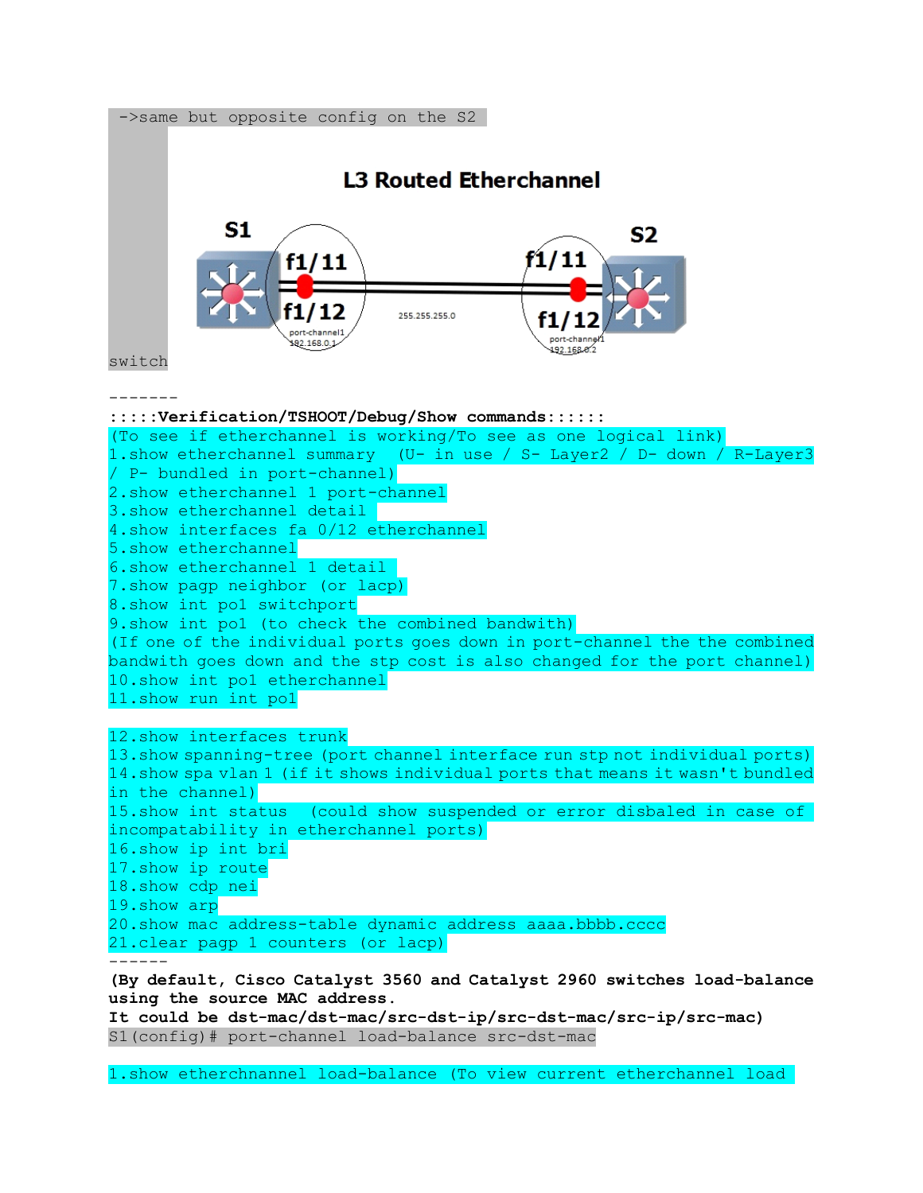->same but opposite config on the S2

switch

## L3 Routed Etherchannel

S1 f1/11 f1/12 port-channel1 192.168.0.1 — 255.255.255.0 — S2 f1/11 f1/12 port-channel1 192.168.0.2

-------

:::::**Verification/TSHOOT/Debug/Show commands**::::::

(To see if etherchannel is working/To see as one logical link)

1.show etherchannel summary (U- in use / S- Layer2 / D- down / R-Layer3 / P- bundled in port-channel)
2.show etherchannel 1 port-channel
3.show etherchannel detail
4.show interfaces fa 0/12 etherchannel
5.show etherchannel
6.show etherchannel 1 detail
7.show pagp neighbor (or lacp)
8.show int po1 switchport
9.show int po1 (to check the combined bandwith)
(If one of the individual ports goes down in port-channel the the combined bandwith goes down and the stp cost is also changed for the port channel)
10.show int po1 etherchannel
11.show run int po1

12.show interfaces trunk
13.show spanning-tree (port channel interface run stp not individual ports)
14.show spa vlan 1 (if it shows individual ports that means it wasn't bundled in the channel)
15.show int status (could show suspended or error disbaled in case of incompatability in etherchannel ports)
16.show ip int bri
17.show ip route
18.show cdp nei
19.show arp
20.show mac address-table dynamic address aaaa.bbbb.cccc
21.clear pagp 1 counters (or lacp)

------

**(By default, Cisco Catalyst 3560 and Catalyst 2960 switches load-balance using the source MAC address.**
**It could be dst-mac/dst-mac/src-dst-ip/src-dst-mac/src-ip/src-mac)**

S1(config)# port-channel load-balance src-dst-mac

1.show etherchnannel load-balance (To view current etherchannel load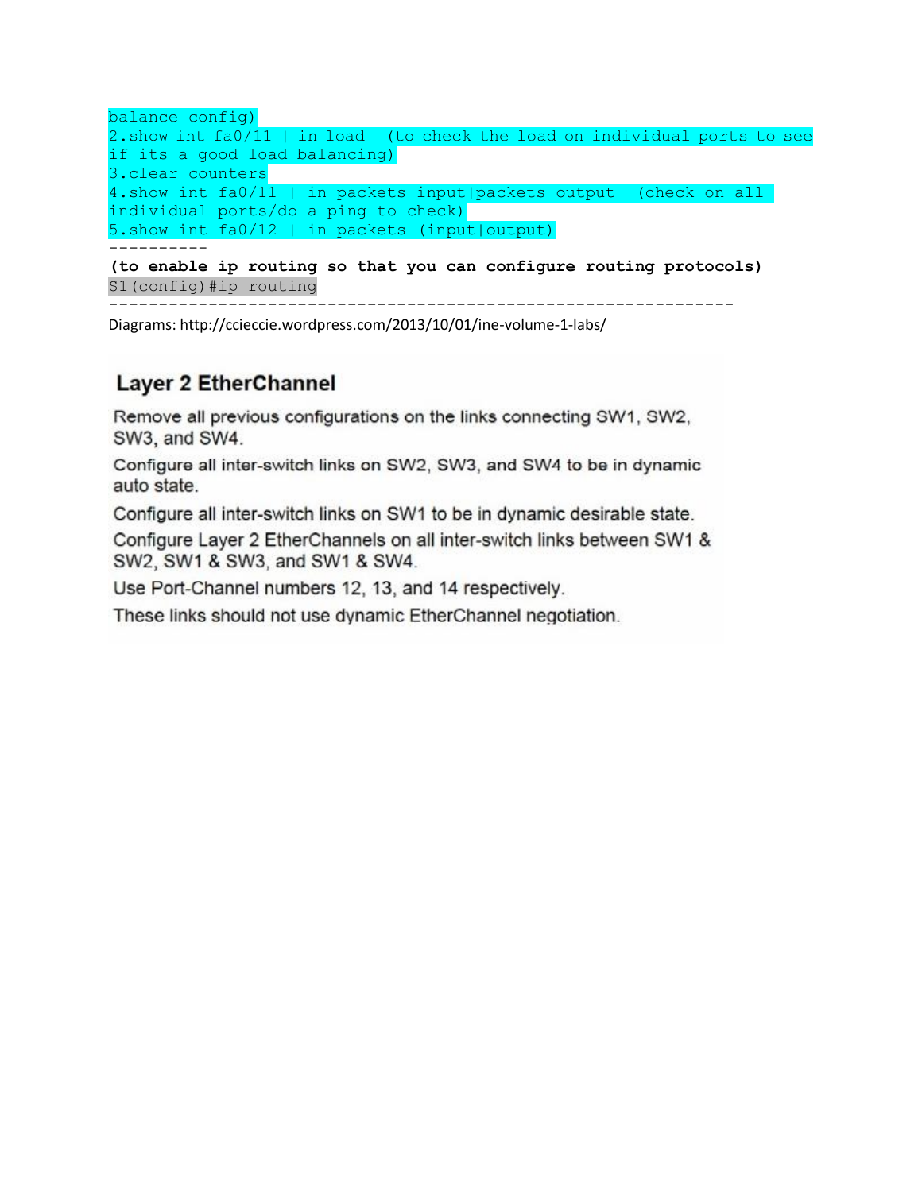```
balance config)
2.show int fa0/11 | in load  (to check the load on individual ports to see
if its a good load balancing)
3.clear counters
4.show int fa0/11 | in packets input|packets output  (check on all
individual ports/do a ping to check)
5.show int fa0/12 | in packets (input|output)
----------
```

**(to enable ip routing so that you can configure routing protocols)**

```
S1(config)#ip routing
```

---

Diagrams: http://ccieccie.wordpress.com/2013/10/01/ine-volume-1-labs/

## Layer 2 EtherChannel

Remove all previous configurations on the links connecting SW1, SW2, SW3, and SW4.

Configure all inter-switch links on SW2, SW3, and SW4 to be in dynamic auto state.

Configure all inter-switch links on SW1 to be in dynamic desirable state.

Configure Layer 2 EtherChannels on all inter-switch links between SW1 & SW2, SW1 & SW3, and SW1 & SW4.

Use Port-Channel numbers 12, 13, and 14 respectively.

These links should not use dynamic EtherChannel negotiation.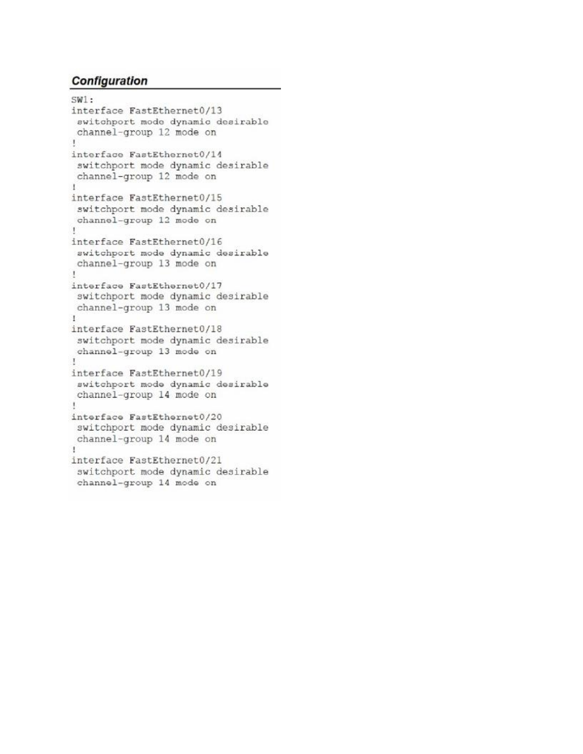## *Configuration*

```
SW1:
interface FastEthernet0/13
 switchport mode dynamic desirable
 channel-group 12 mode on
!
interface FastEthernet0/14
 switchport mode dynamic desirable
 channel-group 12 mode on
!
interface FastEthernet0/15
 switchport mode dynamic desirable
 channel-group 12 mode on
!
interface FastEthernet0/16
 switchport mode dynamic desirable
 channel-group 13 mode on
!
interface FastEthernet0/17
 switchport mode dynamic desirable
 channel-group 13 mode on
!
interface FastEthernet0/18
 switchport mode dynamic desirable
 channel-group 13 mode on
!
interface FastEthernet0/19
 switchport mode dynamic desirable
 channel-group 14 mode on
!
interface FastEthernet0/20
 switchport mode dynamic desirable
 channel-group 14 mode on
!
interface FastEthernet0/21
 switchport mode dynamic desirable
 channel-group 14 mode on
```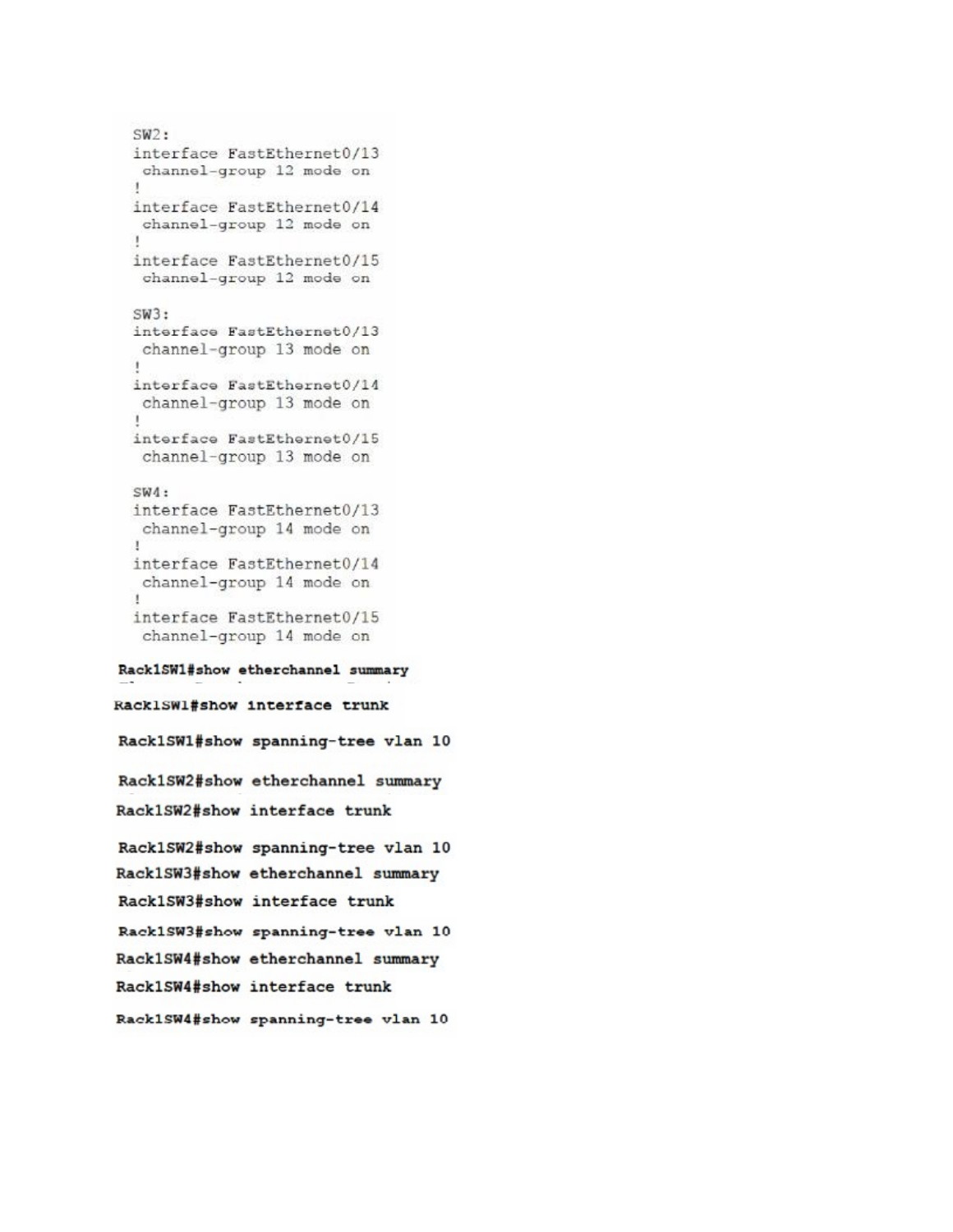```
SW2:
interface FastEthernet0/13
 channel-group 12 mode on
!
interface FastEthernet0/14
 channel-group 12 mode on
!
interface FastEthernet0/15
 channel-group 12 mode on

SW3:
interface FastEthernet0/13
 channel-group 13 mode on
!
interface FastEthernet0/14
 channel-group 13 mode on
!
interface FastEthernet0/15
 channel-group 13 mode on

SW4:
interface FastEthernet0/13
 channel-group 14 mode on
!
interface FastEthernet0/14
 channel-group 14 mode on
!
interface FastEthernet0/15
 channel-group 14 mode on
```

```
Rack1SW1#show etherchannel summary
Rack1SW1#show interface trunk
Rack1SW1#show spanning-tree vlan 10
Rack1SW2#show etherchannel summary
Rack1SW2#show interface trunk
Rack1SW2#show spanning-tree vlan 10
Rack1SW3#show etherchannel summary
Rack1SW3#show interface trunk
Rack1SW3#show spanning-tree vlan 10
Rack1SW4#show etherchannel summary
Rack1SW4#show interface trunk
Rack1SW4#show spanning-tree vlan 10
```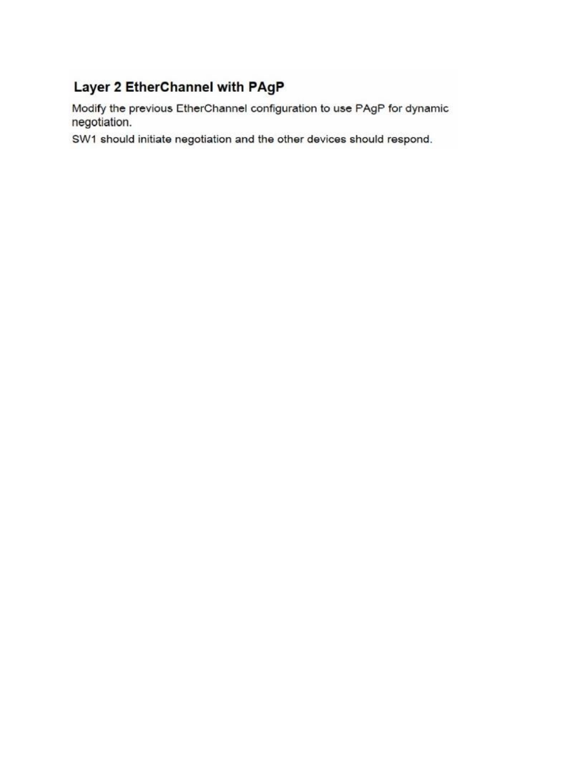## Layer 2 EtherChannel with PAgP

Modify the previous EtherChannel configuration to use PAgP for dynamic negotiation.

SW1 should initiate negotiation and the other devices should respond.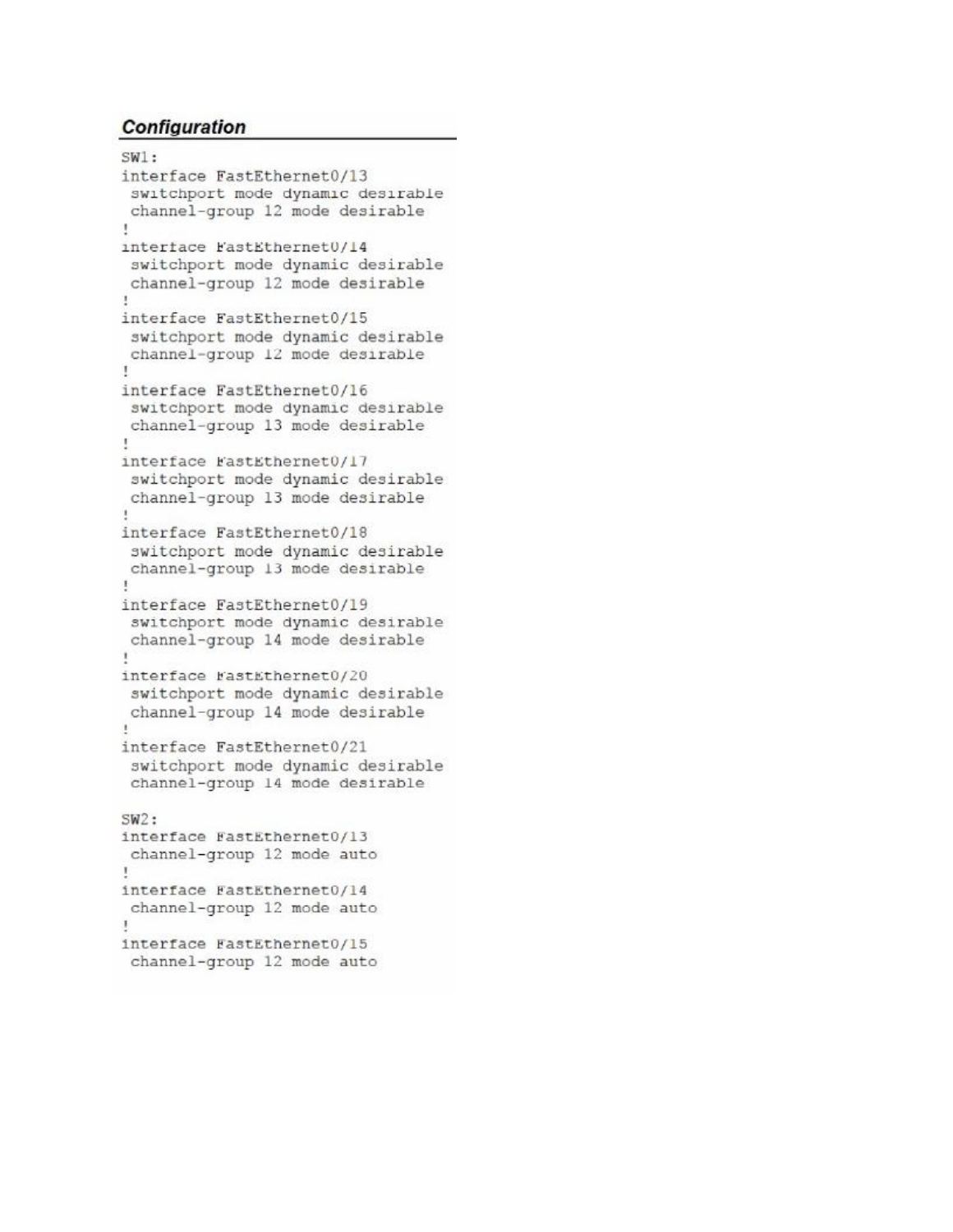### *Configuration*

```
SW1:
interface FastEthernet0/13
 switchport mode dynamic desirable
 channel-group 12 mode desirable
!
interface FastEthernet0/14
 switchport mode dynamic desirable
 channel-group 12 mode desirable
!
interface FastEthernet0/15
 switchport mode dynamic desirable
 channel-group 12 mode desirable
!
interface FastEthernet0/16
 switchport mode dynamic desirable
 channel-group 13 mode desirable
!
interface FastEthernet0/17
 switchport mode dynamic desirable
 channel-group 13 mode desirable
!
interface FastEthernet0/18
 switchport mode dynamic desirable
 channel-group 13 mode desirable
!
interface FastEthernet0/19
 switchport mode dynamic desirable
 channel-group 14 mode desirable
!
interface FastEthernet0/20
 switchport mode dynamic desirable
 channel-group 14 mode desirable
!
interface FastEthernet0/21
 switchport mode dynamic desirable
 channel-group 14 mode desirable

SW2:
interface FastEthernet0/13
 channel-group 12 mode auto
!
interface FastEthernet0/14
 channel-group 12 mode auto
!
interface FastEthernet0/15
 channel-group 12 mode auto
```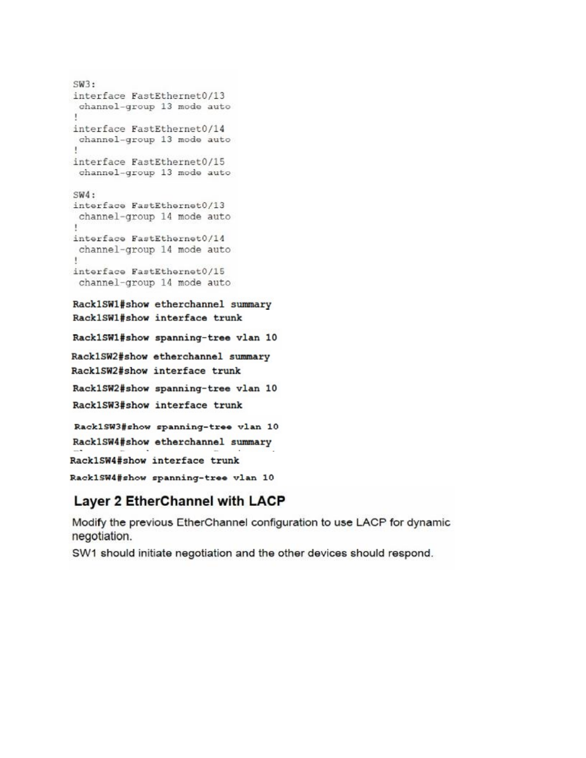```
SW3:
interface FastEthernet0/13
 channel-group 13 mode auto
!
interface FastEthernet0/14
 channel-group 13 mode auto
!
interface FastEthernet0/15
 channel-group 13 mode auto

SW4:
interface FastEthernet0/13
 channel-group 14 mode auto
!
interface FastEthernet0/14
 channel-group 14 mode auto
!
interface FastEthernet0/15
 channel-group 14 mode auto
```

```
Rack1SW1#show etherchannel summary
Rack1SW1#show interface trunk
Rack1SW1#show spanning-tree vlan 10
Rack1SW2#show etherchannel summary
Rack1SW2#show interface trunk
Rack1SW2#show spanning-tree vlan 10
Rack1SW3#show interface trunk
Rack1SW3#show spanning-tree vlan 10
Rack1SW4#show etherchannel summary
Rack1SW4#show interface trunk
Rack1SW4#show spanning-tree vlan 10
```

## Layer 2 EtherChannel with LACP

Modify the previous EtherChannel configuration to use LACP for dynamic negotiation.

SW1 should initiate negotiation and the other devices should respond.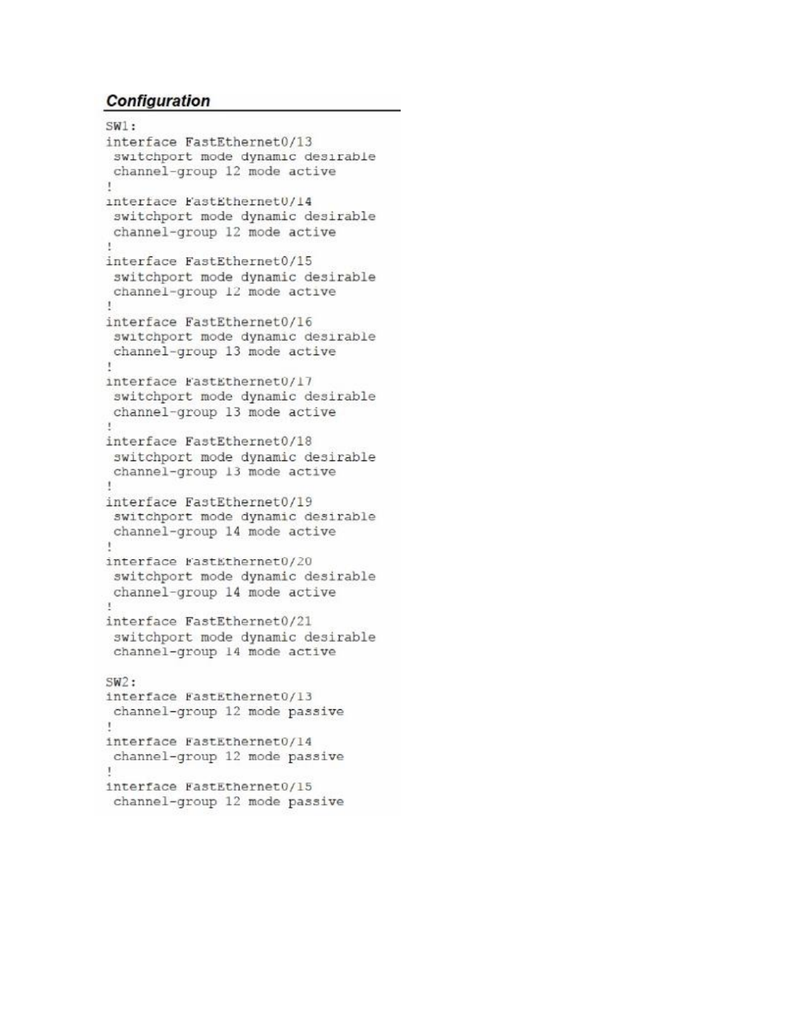### *Configuration*

```
SW1:
interface FastEthernet0/13
 switchport mode dynamic desirable
 channel-group 12 mode active
!
interface FastEthernet0/14
 switchport mode dynamic desirable
 channel-group 12 mode active
!
interface FastEthernet0/15
 switchport mode dynamic desirable
 channel-group 12 mode active
!
interface FastEthernet0/16
 switchport mode dynamic desirable
 channel-group 13 mode active
!
interface FastEthernet0/17
 switchport mode dynamic desirable
 channel-group 13 mode active
!
interface FastEthernet0/18
 switchport mode dynamic desirable
 channel-group 13 mode active
!
interface FastEthernet0/19
 switchport mode dynamic desirable
 channel-group 14 mode active
!
interface FastEthernet0/20
 switchport mode dynamic desirable
 channel-group 14 mode active
!
interface FastEthernet0/21
 switchport mode dynamic desirable
 channel-group 14 mode active

SW2:
interface FastEthernet0/13
 channel-group 12 mode passive
!
interface FastEthernet0/14
 channel-group 12 mode passive
!
interface FastEthernet0/15
 channel-group 12 mode passive
```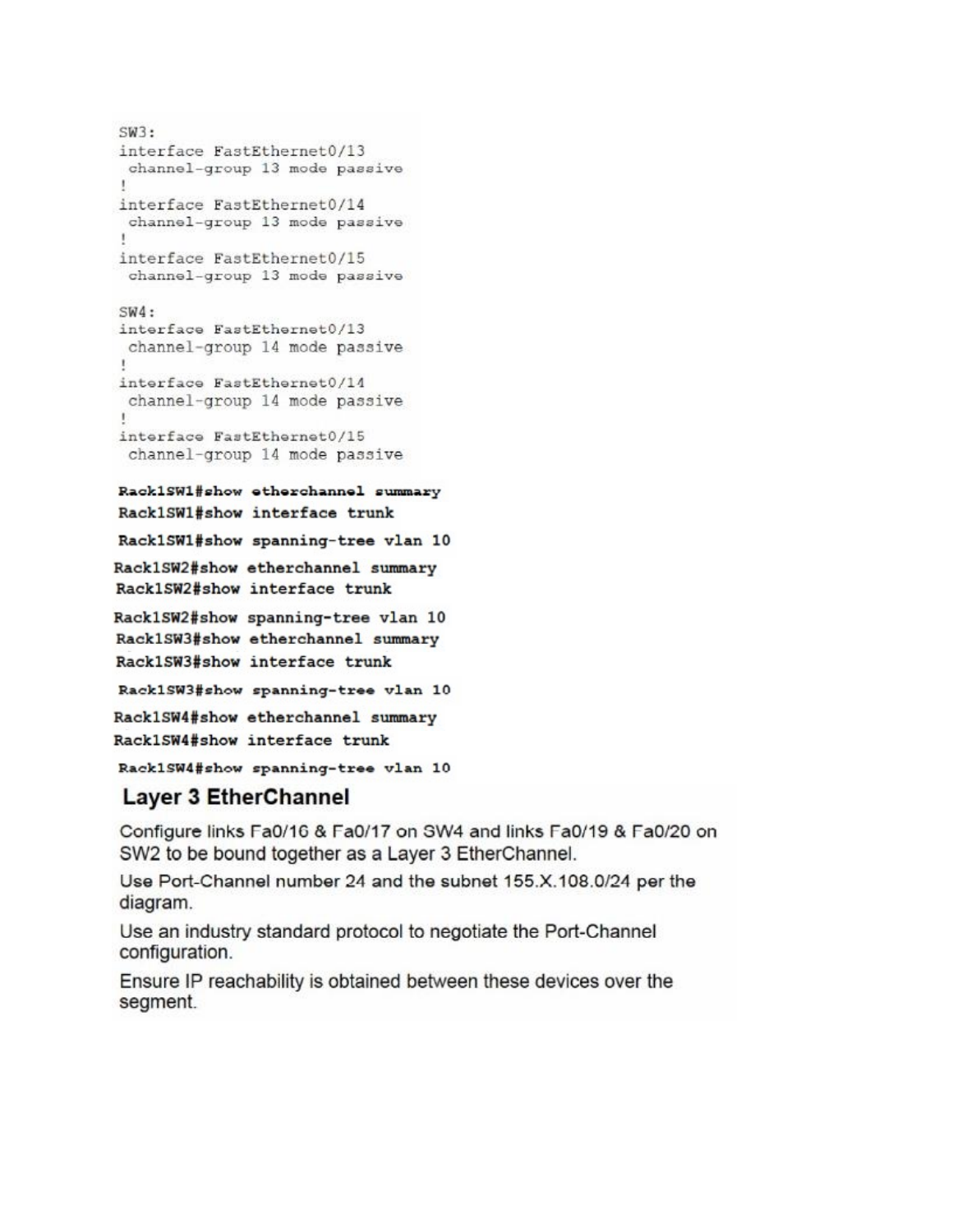```
SW3:
interface FastEthernet0/13
 channel-group 13 mode passive
!
interface FastEthernet0/14
 channel-group 13 mode passive
!
interface FastEthernet0/15
 channel-group 13 mode passive

SW4:
interface FastEthernet0/13
 channel-group 14 mode passive
!
interface FastEthernet0/14
 channel-group 14 mode passive
!
interface FastEthernet0/15
 channel-group 14 mode passive
```

```
Rack1SW1#show etherchannel summary
Rack1SW1#show interface trunk
Rack1SW1#show spanning-tree vlan 10
Rack1SW2#show etherchannel summary
Rack1SW2#show interface trunk
Rack1SW2#show spanning-tree vlan 10
Rack1SW3#show etherchannel summary
Rack1SW3#show interface trunk
Rack1SW3#show spanning-tree vlan 10
Rack1SW4#show etherchannel summary
Rack1SW4#show interface trunk
Rack1SW4#show spanning-tree vlan 10
```

## Layer 3 EtherChannel

Configure links Fa0/16 & Fa0/17 on SW4 and links Fa0/19 & Fa0/20 on SW2 to be bound together as a Layer 3 EtherChannel.

Use Port-Channel number 24 and the subnet 155.X.108.0/24 per the diagram.

Use an industry standard protocol to negotiate the Port-Channel configuration.

Ensure IP reachability is obtained between these devices over the segment.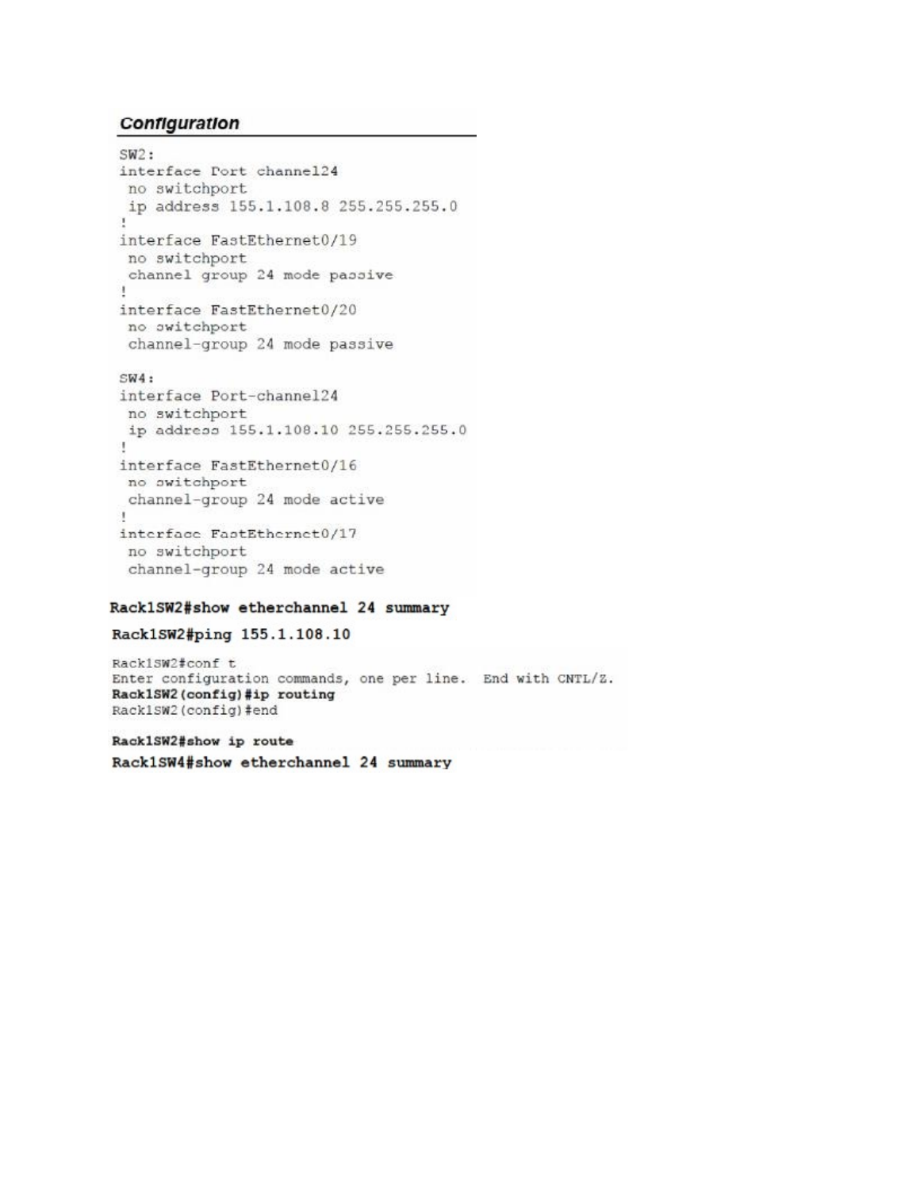## Configuration

```
SW2:
interface Port channel24
 no switchport
 ip address 155.1.108.8 255.255.255.0
!
interface FastEthernet0/19
 no switchport
 channel group 24 mode passive
!
interface FastEthernet0/20
 no switchport
 channel-group 24 mode passive

SW4:
interface Port-channel24
 no switchport
 ip address 155.1.108.10 255.255.255.0
!
interface FastEthernet0/16
 no switchport
 channel-group 24 mode active
!
interface FastEthernet0/17
 no switchport
 channel-group 24 mode active
```

**Rack1SW2#show etherchannel 24 summary**

**Rack1SW2#ping 155.1.108.10**

```
Rack1SW2#conf t
Enter configuration commands, one per line.  End with CNTL/Z.
Rack1SW2(config)#ip routing
Rack1SW2(config)#end
```

**Rack1SW2#show ip route**

**Rack1SW4#show etherchannel 24 summary**